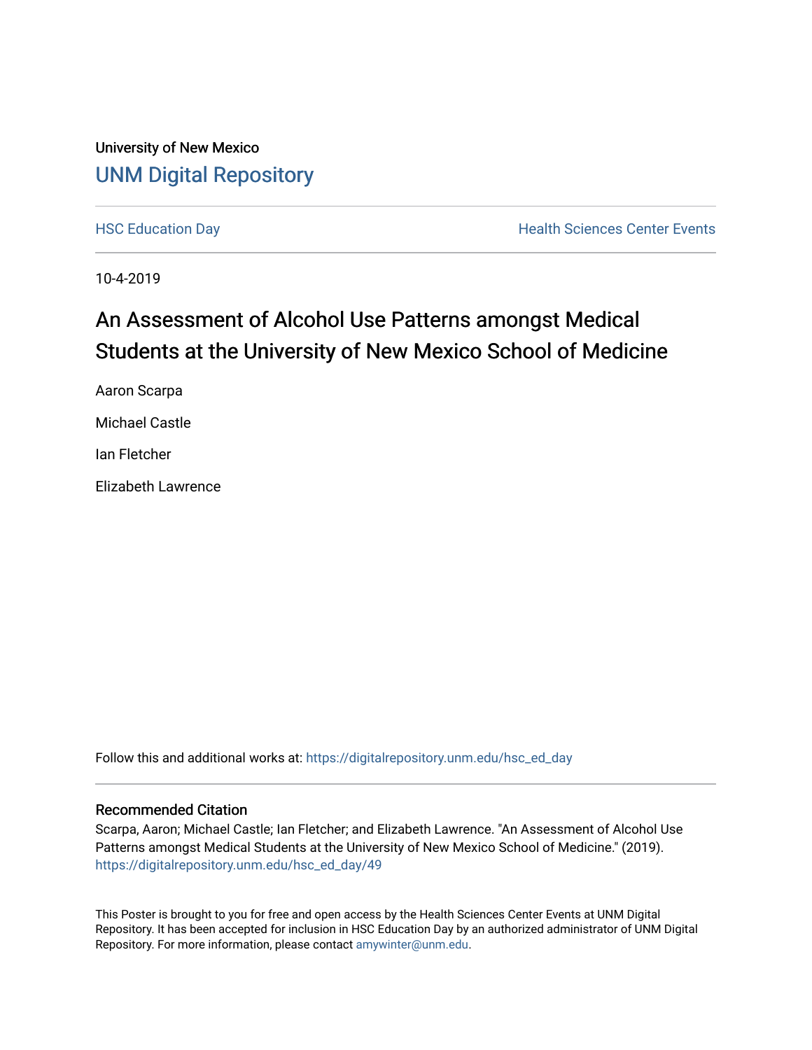University of New Mexico

# UNM Digital Repository

HSC Education Day | Health Sciences Center Events

10-4-2019

# An Assessment of Alcohol Use Patterns amongst Medical Students at the University of New Mexico School of Medicine

Aaron Scarpa

Michael Castle

Ian Fletcher

Elizabeth Lawrence

Follow this and additional works at: https://digitalrepository.unm.edu/hsc_ed_day

## Recommended Citation

Scarpa, Aaron; Michael Castle; Ian Fletcher; and Elizabeth Lawrence. "An Assessment of Alcohol Use Patterns amongst Medical Students at the University of New Mexico School of Medicine." (2019). https://digitalrepository.unm.edu/hsc_ed_day/49

This Poster is brought to you for free and open access by the Health Sciences Center Events at UNM Digital Repository. It has been accepted for inclusion in HSC Education Day by an authorized administrator of UNM Digital Repository. For more information, please contact amywinter@unm.edu.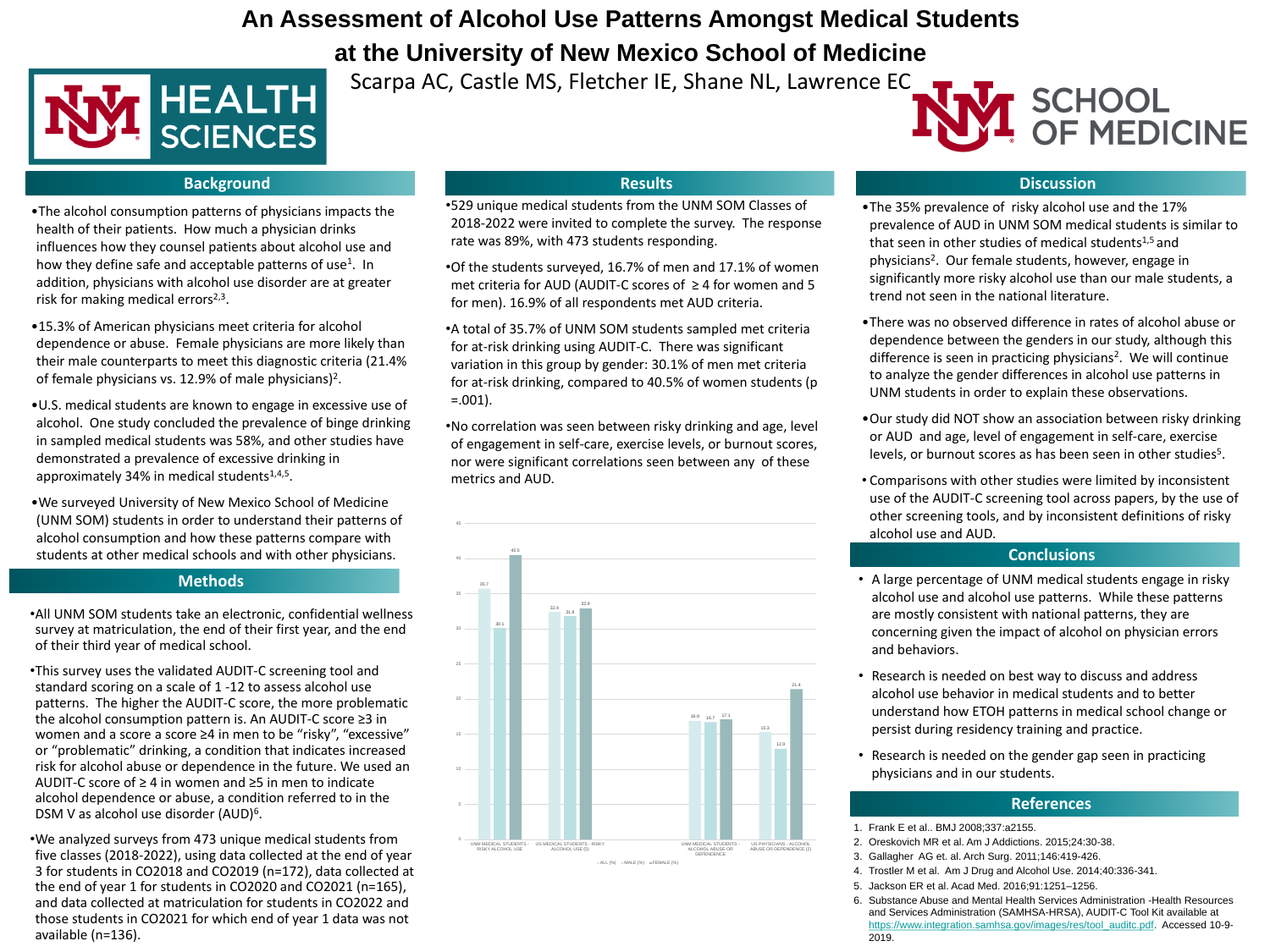# An Assessment of Alcohol Use Patterns Amongst Medical Students at the University of New Mexico School of Medicine

Scarpa AC, Castle MS, Fletcher IE, Shane NL, Lawrence EC

UNM HEALTH SCIENCES

UNM SCHOOL OF MEDICINE

## Background

- The alcohol consumption patterns of physicians impacts the health of their patients. How much a physician drinks influences how they counsel patients about alcohol use and how they define safe and acceptable patterns of use[1]. In addition, physicians with alcohol use disorder are at greater risk for making medical errors[2,3].
- 15.3% of American physicians meet criteria for alcohol dependence or abuse. Female physicians are more likely than their male counterparts to meet this diagnostic criteria (21.4% of female physicians vs. 12.9% of male physicians)[2].
- U.S. medical students are known to engage in excessive use of alcohol. One study concluded the prevalence of binge drinking in sampled medical students was 58%, and other studies have demonstrated a prevalence of excessive drinking in approximately 34% in medical students[1,4,5].
- We surveyed University of New Mexico School of Medicine (UNM SOM) students in order to understand their patterns of alcohol consumption and how these patterns compare with students at other medical schools and with other physicians.

## Methods

- All UNM SOM students take an electronic, confidential wellness survey at matriculation, the end of their first year, and the end of their third year of medical school.
- This survey uses the validated AUDIT-C screening tool and standard scoring on a scale of 1 -12 to assess alcohol use patterns. The higher the AUDIT-C score, the more problematic the alcohol consumption pattern is. An AUDIT-C score ≥3 in women and a score a score ≥4 in men to be "risky", "excessive" or "problematic" drinking, a condition that indicates increased risk for alcohol abuse or dependence in the future. We used an AUDIT-C score of ≥ 4 in women and ≥5 in men to indicate alcohol dependence or abuse, a condition referred to in the DSM V as alcohol use disorder (AUD)[6].
- We analyzed surveys from 473 unique medical students from five classes (2018-2022), using data collected at the end of year 3 for students in CO2018 and CO2019 (n=172), data collected at the end of year 1 for students in CO2020 and CO2021 (n=165), and data collected at matriculation for students in CO2022 and those students in CO2021 for which end of year 1 data was not available (n=136).

## Results

- 529 unique medical students from the UNM SOM Classes of 2018-2022 were invited to complete the survey. The response rate was 89%, with 473 students responding.
- Of the students surveyed, 16.7% of men and 17.1% of women met criteria for AUD (AUDIT-C scores of ≥ 4 for women and 5 for men). 16.9% of all respondents met AUD criteria.
- A total of 35.7% of UNM SOM students sampled met criteria for at-risk drinking using AUDIT-C. There was significant variation in this group by gender: 30.1% of men met criteria for at-risk drinking, compared to 40.5% of women students (p =.001).
- No correlation was seen between risky drinking and age, level of engagement in self-care, exercise levels, or burnout scores, nor were significant correlations seen between any of these metrics and AUD.

45
40
35
30
25
20
15
10
5
0

35.7 30.1 40.5
UNM MEDICAL STUDENTS - RISKY ALCOHOL USE

32.4 31.8 32.9
US MEDICAL STUDENTS - RISKY ALCOHOL USE (5)

16.9 16.7 17.1
UNM MEDICAL STUDENTS - ALCOHOL ABUSE OR DEPENDENCE

15.3 12.9 21.4
US PHYSICIANS - ALCOHOL ABUSE OR DEPENDENCE (2)

ALL (%) MALE (%) FEMALE (%)

## Discussion

- The 35% prevalence of risky alcohol use and the 17% prevalence of AUD in UNM SOM medical students is similar to that seen in other studies of medical students[1,5] and physicians[2]. Our female students, however, engage in significantly more risky alcohol use than our male students, a trend not seen in the national literature.
- There was no observed difference in rates of alcohol abuse or dependence between the genders in our study, although this difference is seen in practicing physicians[2]. We will continue to analyze the gender differences in alcohol use patterns in UNM students in order to explain these observations.
- Our study did NOT show an association between risky drinking or AUD and age, level of engagement in self-care, exercise levels, or burnout scores as has been seen in other studies[5].
- Comparisons with other studies were limited by inconsistent use of the AUDIT-C screening tool across papers, by the use of other screening tools, and by inconsistent definitions of risky alcohol use and AUD.

## Conclusions

- A large percentage of UNM medical students engage in risky alcohol use and alcohol use patterns. While these patterns are mostly consistent with national patterns, they are concerning given the impact of alcohol on physician errors and behaviors.
- Research is needed on best way to discuss and address alcohol use behavior in medical students and to better understand how ETOH patterns in medical school change or persist during residency training and practice.
- Research is needed on the gender gap seen in practicing physicians and in our students.

## References

1. Frank E et al.. BMJ 2008;337:a2155.
2. Oreskovich MR et al. Am J Addictions. 2015;24:30-38.
3. Gallagher AG et. al. Arch Surg. 2011;146:419-426.
4. Trostler M et al. Am J Drug and Alcohol Use. 2014;40:336-341.
5. Jackson ER et al. Acad Med. 2016;91:1251–1256.
6. Substance Abuse and Mental Health Services Administration -Health Resources and Services Administration (SAMHSA-HRSA), AUDIT-C Tool Kit available at https://www.integration.samhsa.gov/images/res/tool_auditc.pdf. Accessed 10-9-2019.